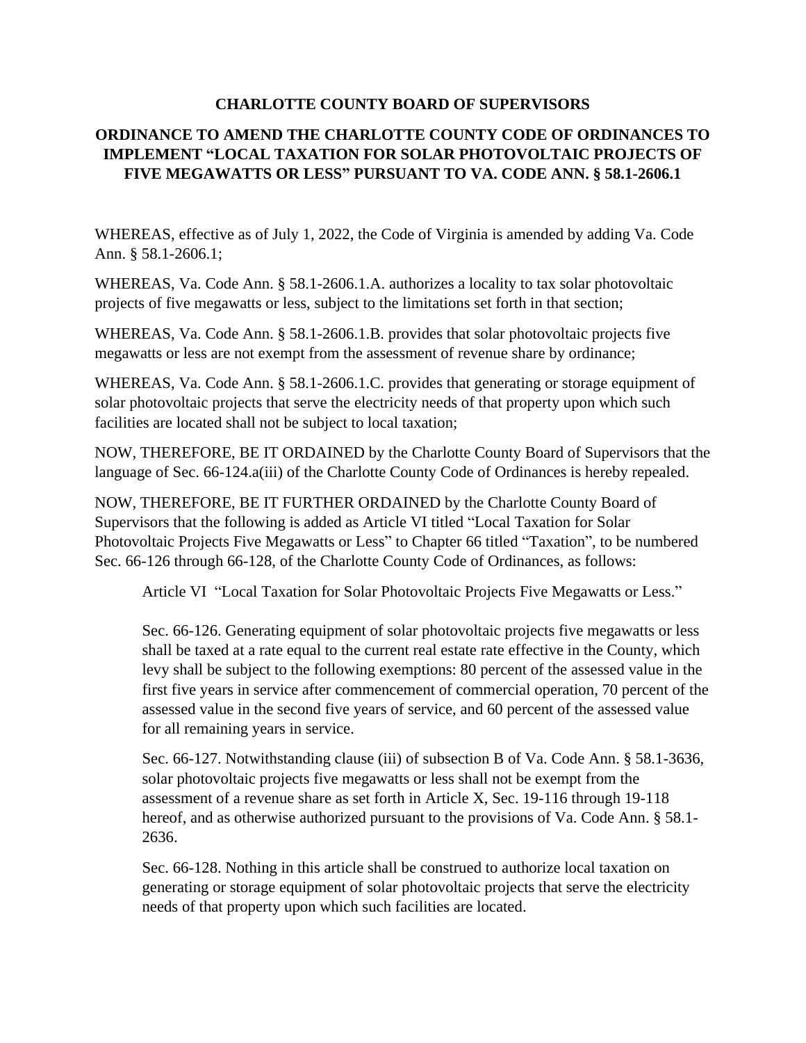**CHARLOTTE COUNTY BOARD OF SUPERVISORS**

**ORDINANCE TO AMEND THE CHARLOTTE COUNTY CODE OF ORDINANCES TO IMPLEMENT "LOCAL TAXATION FOR SOLAR PHOTOVOLTAIC PROJECTS OF FIVE MEGAWATTS OR LESS" PURSUANT TO VA. CODE ANN. § 58.1-2606.1**

WHEREAS, effective as of July 1, 2022, the Code of Virginia is amended by adding Va. Code Ann. § 58.1-2606.1;

WHEREAS, Va. Code Ann. § 58.1-2606.1.A. authorizes a locality to tax solar photovoltaic projects of five megawatts or less, subject to the limitations set forth in that section;

WHEREAS, Va. Code Ann. § 58.1-2606.1.B. provides that solar photovoltaic projects five megawatts or less are not exempt from the assessment of revenue share by ordinance;

WHEREAS, Va. Code Ann. § 58.1-2606.1.C. provides that generating or storage equipment of solar photovoltaic projects that serve the electricity needs of that property upon which such facilities are located shall not be subject to local taxation;

NOW, THEREFORE, BE IT ORDAINED by the Charlotte County Board of Supervisors that the language of Sec. 66-124.a(iii) of the Charlotte County Code of Ordinances is hereby repealed.

NOW, THEREFORE, BE IT FURTHER ORDAINED by the Charlotte County Board of Supervisors that the following is added as Article VI titled "Local Taxation for Solar Photovoltaic Projects Five Megawatts or Less" to Chapter 66 titled "Taxation", to be numbered Sec. 66-126 through 66-128, of the Charlotte County Code of Ordinances, as follows:

> Article VI "Local Taxation for Solar Photovoltaic Projects Five Megawatts or Less."
>
> Sec. 66-126. Generating equipment of solar photovoltaic projects five megawatts or less shall be taxed at a rate equal to the current real estate rate effective in the County, which levy shall be subject to the following exemptions: 80 percent of the assessed value in the first five years in service after commencement of commercial operation, 70 percent of the assessed value in the second five years of service, and 60 percent of the assessed value for all remaining years in service.
>
> Sec. 66-127. Notwithstanding clause (iii) of subsection B of Va. Code Ann. § 58.1-3636, solar photovoltaic projects five megawatts or less shall not be exempt from the assessment of a revenue share as set forth in Article X, Sec. 19-116 through 19-118 hereof, and as otherwise authorized pursuant to the provisions of Va. Code Ann. § 58.1-2636.
>
> Sec. 66-128. Nothing in this article shall be construed to authorize local taxation on generating or storage equipment of solar photovoltaic projects that serve the electricity needs of that property upon which such facilities are located.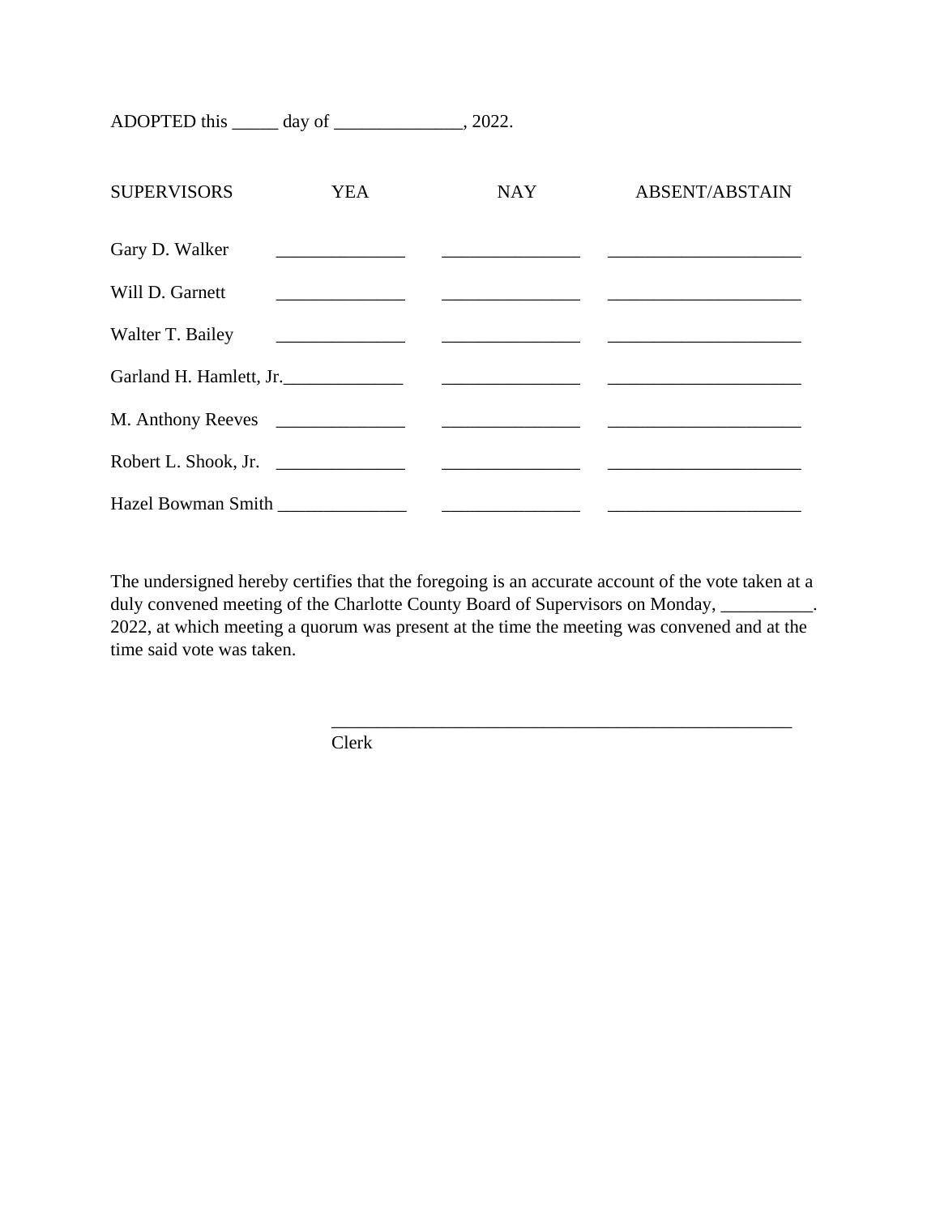ADOPTED this _____ day of ______________, 2022.

| SUPERVISORS | YEA | NAY | ABSENT/ABSTAIN |
| --- | --- | --- | --- |
| Gary D. Walker | ______________ | _______________ | _____________________ |
| Will D. Garnett | ______________ | _______________ | _____________________ |
| Walter T. Bailey | ______________ | _______________ | _____________________ |
| Garland H. Hamlett, Jr. | ______________ | _______________ | _____________________ |
| M. Anthony Reeves | ______________ | _______________ | _____________________ |
| Robert L. Shook, Jr. | ______________ | _______________ | _____________________ |
| Hazel Bowman Smith | ______________ | _______________ | _____________________ |

The undersigned hereby certifies that the foregoing is an accurate account of the vote taken at a duly convened meeting of the Charlotte County Board of Supervisors on Monday, __________. 2022, at which meeting a quorum was present at the time the meeting was convened and at the time said vote was taken.

___________________________________________________

Clerk